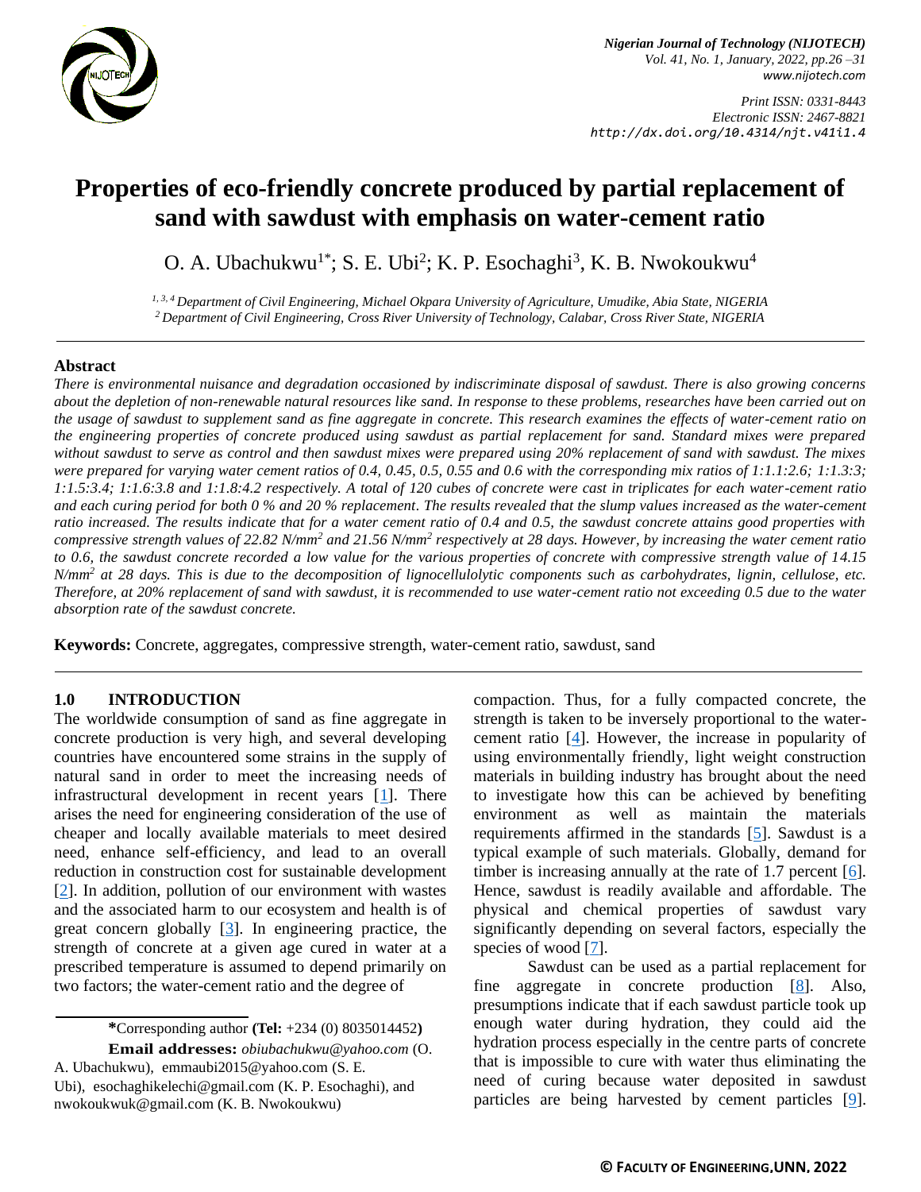# Properties of eco-friendly concrete produced by partial replacement of sand with sawdust with emphasis on water-cement ratio

O. A. Ubachukwu[1*]; S. E. Ubi[2]; K. P. Esochaghi[3], K. B. Nwokoukwu[4]

[1, 3, 4] *Department of Civil Engineering, Michael Okpara University of Agriculture, Umudike, Abia State, NIGERIA*
[2] *Department of Civil Engineering, Cross River University of Technology, Calabar, Cross River State, NIGERIA*

## Abstract

*There is environmental nuisance and degradation occasioned by indiscriminate disposal of sawdust. There is also growing concerns about the depletion of non-renewable natural resources like sand. In response to these problems, researches have been carried out on the usage of sawdust to supplement sand as fine aggregate in concrete. This research examines the effects of water-cement ratio on the engineering properties of concrete produced using sawdust as partial replacement for sand. Standard mixes were prepared without sawdust to serve as control and then sawdust mixes were prepared using 20% replacement of sand with sawdust. The mixes were prepared for varying water cement ratios of 0.4, 0.45, 0.5, 0.55 and 0.6 with the corresponding mix ratios of 1:1.1:2.6; 1:1.3:3; 1:1.5:3.4; 1:1.6:3.8 and 1:1.8:4.2 respectively. A total of 120 cubes of concrete were cast in triplicates for each water-cement ratio and each curing period for both 0 % and 20 % replacement. The results revealed that the slump values increased as the water-cement ratio increased. The results indicate that for a water cement ratio of 0.4 and 0.5, the sawdust concrete attains good properties with compressive strength values of 22.82 N/mm$^2$ and 21.56 N/mm$^2$ respectively at 28 days. However, by increasing the water cement ratio to 0.6, the sawdust concrete recorded a low value for the various properties of concrete with compressive strength value of 14.15 N/mm$^2$ at 28 days. This is due to the decomposition of lignocellulolytic components such as carbohydrates, lignin, cellulose, etc. Therefore, at 20% replacement of sand with sawdust, it is recommended to use water-cement ratio not exceeding 0.5 due to the water absorption rate of the sawdust concrete.*

**Keywords:** Concrete, aggregates, compressive strength, water-cement ratio, sawdust, sand

## 1.0 INTRODUCTION

The worldwide consumption of sand as fine aggregate in concrete production is very high, and several developing countries have encountered some strains in the supply of natural sand in order to meet the increasing needs of infrastructural development in recent years [1]. There arises the need for engineering consideration of the use of cheaper and locally available materials to meet desired need, enhance self-efficiency, and lead to an overall reduction in construction cost for sustainable development [2]. In addition, pollution of our environment with wastes and the associated harm to our ecosystem and health is of great concern globally [3]. In engineering practice, the strength of concrete at a given age cured in water at a prescribed temperature is assumed to depend primarily on two factors; the water-cement ratio and the degree of compaction. Thus, for a fully compacted concrete, the strength is taken to be inversely proportional to the water-cement ratio [4]. However, the increase in popularity of using environmentally friendly, light weight construction materials in building industry has brought about the need to investigate how this can be achieved by benefiting environment as well as maintain the materials requirements affirmed in the standards [5]. Sawdust is a typical example of such materials. Globally, demand for timber is increasing annually at the rate of 1.7 percent [6]. Hence, sawdust is readily available and affordable. The physical and chemical properties of sawdust vary significantly depending on several factors, especially the species of wood [7].

Sawdust can be used as a partial replacement for fine aggregate in concrete production [8]. Also, presumptions indicate that if each sawdust particle took up enough water during hydration, they could aid the hydration process especially in the centre parts of concrete that is impossible to cure with water thus eliminating the need of curing because water deposited in sawdust particles are being harvested by cement particles [9].

**\***Corresponding author (**Tel:** +234 (0) 8035014452)

**Email addresses:** *obiubachukwu@yahoo.com* (O. A. Ubachukwu), emmaubi2015@yahoo.com (S. E. Ubi), esochaghikelechi@gmail.com (K. P. Esochaghi), and nwokoukwuk@gmail.com (K. B. Nwokoukwu)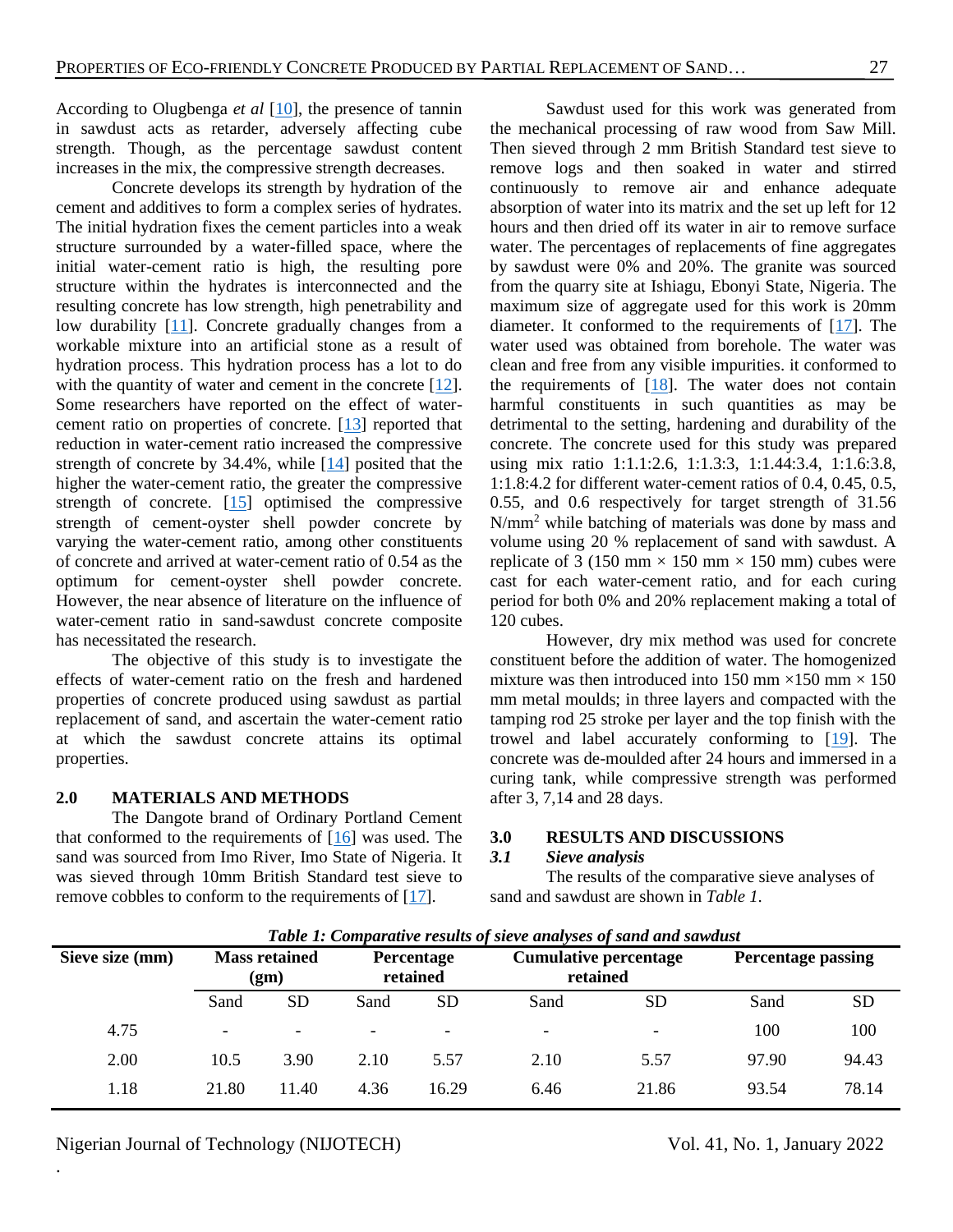According to Olugbenga *et al* [10], the presence of tannin in sawdust acts as retarder, adversely affecting cube strength. Though, as the percentage sawdust content increases in the mix, the compressive strength decreases.

Concrete develops its strength by hydration of the cement and additives to form a complex series of hydrates. The initial hydration fixes the cement particles into a weak structure surrounded by a water-filled space, where the initial water-cement ratio is high, the resulting pore structure within the hydrates is interconnected and the resulting concrete has low strength, high penetrability and low durability [11]. Concrete gradually changes from a workable mixture into an artificial stone as a result of hydration process. This hydration process has a lot to do with the quantity of water and cement in the concrete [12]. Some researchers have reported on the effect of water-cement ratio on properties of concrete. [13] reported that reduction in water-cement ratio increased the compressive strength of concrete by 34.4%, while [14] posited that the higher the water-cement ratio, the greater the compressive strength of concrete. [15] optimised the compressive strength of cement-oyster shell powder concrete by varying the water-cement ratio, among other constituents of concrete and arrived at water-cement ratio of 0.54 as the optimum for cement-oyster shell powder concrete. However, the near absence of literature on the influence of water-cement ratio in sand-sawdust concrete composite has necessitated the research.

The objective of this study is to investigate the effects of water-cement ratio on the fresh and hardened properties of concrete produced using sawdust as partial replacement of sand, and ascertain the water-cement ratio at which the sawdust concrete attains its optimal properties.

## 2.0 MATERIALS AND METHODS

The Dangote brand of Ordinary Portland Cement that conformed to the requirements of [16] was used. The sand was sourced from Imo River, Imo State of Nigeria. It was sieved through 10mm British Standard test sieve to remove cobbles to conform to the requirements of [17].

Sawdust used for this work was generated from the mechanical processing of raw wood from Saw Mill. Then sieved through 2 mm British Standard test sieve to remove logs and then soaked in water and stirred continuously to remove air and enhance adequate absorption of water into its matrix and the set up left for 12 hours and then dried off its water in air to remove surface water. The percentages of replacements of fine aggregates by sawdust were 0% and 20%. The granite was sourced from the quarry site at Ishiagu, Ebonyi State, Nigeria. The maximum size of aggregate used for this work is 20mm diameter. It conformed to the requirements of [17]. The water used was obtained from borehole. The water was clean and free from any visible impurities. it conformed to the requirements of [18]. The water does not contain harmful constituents in such quantities as may be detrimental to the setting, hardening and durability of the concrete. The concrete used for this study was prepared using mix ratio 1:1.1:2.6, 1:1.3:3, 1:1.44:3.4, 1:1.6:3.8, 1:1.8:4.2 for different water-cement ratios of 0.4, 0.45, 0.5, 0.55, and 0.6 respectively for target strength of 31.56 $N/mm^2$ while batching of materials was done by mass and volume using 20 % replacement of sand with sawdust. A replicate of 3 (150 mm × 150 mm × 150 mm) cubes were cast for each water-cement ratio, and for each curing period for both 0% and 20% replacement making a total of 120 cubes.

However, dry mix method was used for concrete constituent before the addition of water. The homogenized mixture was then introduced into 150 mm ×150 mm × 150 mm metal moulds; in three layers and compacted with the tamping rod 25 stroke per layer and the top finish with the trowel and label accurately conforming to [19]. The concrete was de-moulded after 24 hours and immersed in a curing tank, while compressive strength was performed after 3, 7,14 and 28 days.

## 3.0 RESULTS AND DISCUSSIONS

### *3.1 Sieve analysis*

The results of the comparative sieve analyses of sand and sawdust are shown in *Table 1.*

***Table 1: Comparative results of sieve analyses of sand and sawdust***

| Sieve size (mm) | Mass retained (gm) | | Percentage retained | | Cumulative percentage retained | | Percentage passing | |
|---|---|---|---|---|---|---|---|---|
| | Sand | SD | Sand | SD | Sand | SD | Sand | SD |
| 4.75 | - | - | - | - | - | - | 100 | 100 |
| 2.00 | 10.5 | 3.90 | 2.10 | 5.57 | 2.10 | 5.57 | 97.90 | 94.43 |
| 1.18 | 21.80 | 11.40 | 4.36 | 16.29 | 6.46 | 21.86 | 93.54 | 78.14 |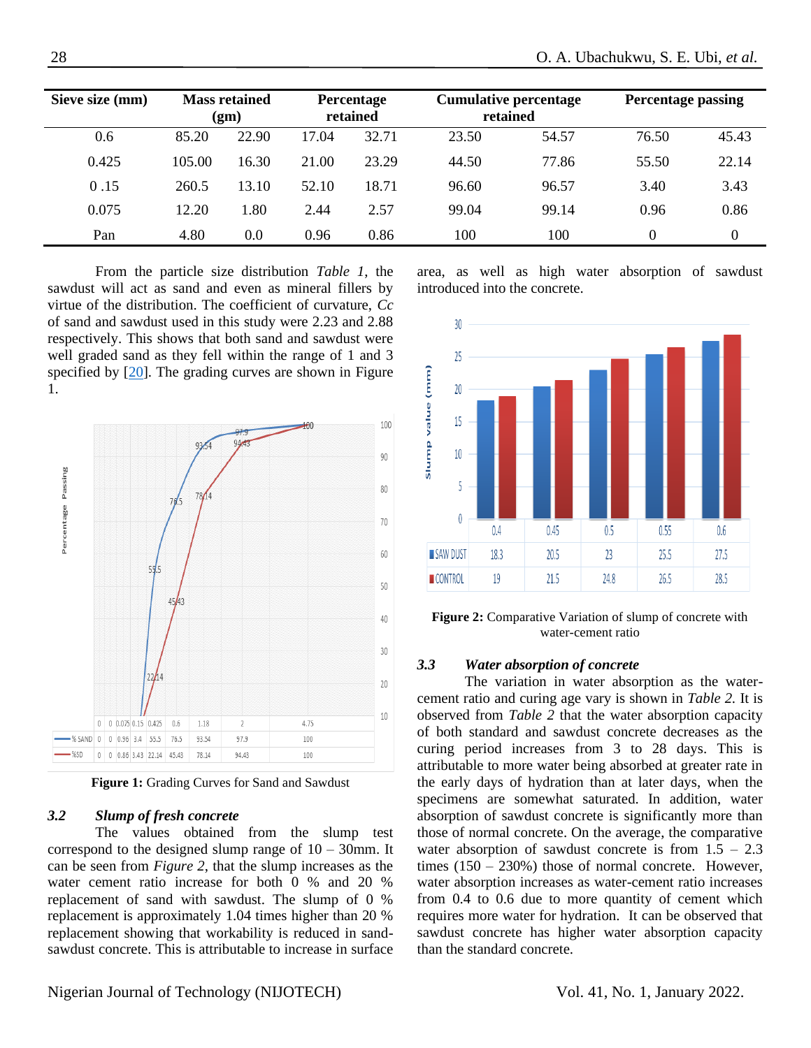| Sieve size (mm) | Mass retained (gm) | | Percentage retained | | Cumulative percentage retained | | Percentage passing | |
|---|---|---|---|---|---|---|---|---|
| 0.6 | 85.20 | 22.90 | 17.04 | 32.71 | 23.50 | 54.57 | 76.50 | 45.43 |
| 0.425 | 105.00 | 16.30 | 21.00 | 23.29 | 44.50 | 77.86 | 55.50 | 22.14 |
| 0 .15 | 260.5 | 13.10 | 52.10 | 18.71 | 96.60 | 96.57 | 3.40 | 3.43 |
| 0.075 | 12.20 | 1.80 | 2.44 | 2.57 | 99.04 | 99.14 | 0.96 | 0.86 |
| Pan | 4.80 | 0.0 | 0.96 | 0.86 | 100 | 100 | 0 | 0 |

From the particle size distribution *Table 1*, the sawdust will act as sand and even as mineral fillers by virtue of the distribution. The coefficient of curvature, *Cc* of sand and sawdust used in this study were 2.23 and 2.88 respectively. This shows that both sand and sawdust were well graded sand as they fell within the range of 1 and 3 specified by [20]. The grading curves are shown in Figure 1.

**Figure 1:** Grading Curves for Sand and Sawdust

### 3.2 *Slump of fresh concrete*

The values obtained from the slump test correspond to the designed slump range of 10 – 30mm. It can be seen from *Figure 2*, that the slump increases as the water cement ratio increase for both 0 % and 20 % replacement of sand with sawdust. The slump of 0 % replacement is approximately 1.04 times higher than 20 % replacement showing that workability is reduced in sand-sawdust concrete. This is attributable to increase in surface area, as well as high water absorption of sawdust introduced into the concrete.

**Figure 2:** Comparative Variation of slump of concrete with water-cement ratio

### 3.3 *Water absorption of concrete*

The variation in water absorption as the water-cement ratio and curing age vary is shown in *Table 2.* It is observed from *Table 2* that the water absorption capacity of both standard and sawdust concrete decreases as the curing period increases from 3 to 28 days. This is attributable to more water being absorbed at greater rate in the early days of hydration than at later days, when the specimens are somewhat saturated. In addition, water absorption of sawdust concrete is significantly more than those of normal concrete. On the average, the comparative water absorption of sawdust concrete is from 1.5 – 2.3 times (150 – 230%) those of normal concrete. However, water absorption increases as water-cement ratio increases from 0.4 to 0.6 due to more quantity of cement which requires more water for hydration. It can be observed that sawdust concrete has higher water absorption capacity than the standard concrete.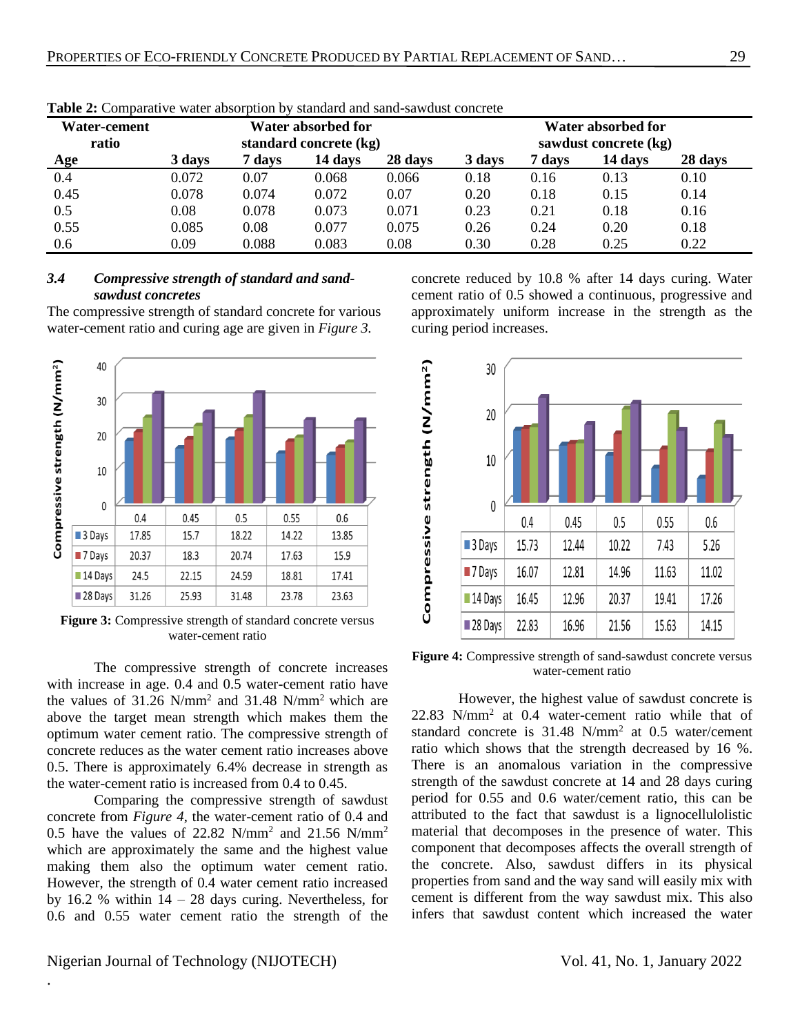**Table 2:** Comparative water absorption by standard and sand-sawdust concrete

| Water-cement ratio | Water absorbed for standard concrete (kg) | | | | Water absorbed for sawdust concrete (kg) | | | |
|---|---|---|---|---|---|---|---|---|
| Age | 3 days | 7 days | 14 days | 28 days | 3 days | 7 days | 14 days | 28 days |
| 0.4 | 0.072 | 0.07 | 0.068 | 0.066 | 0.18 | 0.16 | 0.13 | 0.10 |
| 0.45 | 0.078 | 0.074 | 0.072 | 0.07 | 0.20 | 0.18 | 0.15 | 0.14 |
| 0.5 | 0.08 | 0.078 | 0.073 | 0.071 | 0.23 | 0.21 | 0.18 | 0.16 |
| 0.55 | 0.085 | 0.08 | 0.077 | 0.075 | 0.26 | 0.24 | 0.20 | 0.18 |
| 0.6 | 0.09 | 0.088 | 0.083 | 0.08 | 0.30 | 0.28 | 0.25 | 0.22 |

### *3.4 Compressive strength of standard and sand-sawdust concretes*

The compressive strength of standard concrete for various water-cement ratio and curing age are given in *Figure 3.*

| | 0.4 | 0.45 | 0.5 | 0.55 | 0.6 |
|---|---|---|---|---|---|
| 3 Days | 17.85 | 15.7 | 18.22 | 14.22 | 13.85 |
| 7 Days | 20.37 | 18.3 | 20.74 | 17.63 | 15.9 |
| 14 Days | 24.5 | 22.15 | 24.59 | 18.81 | 17.41 |
| 28 Days | 31.26 | 25.93 | 31.48 | 23.78 | 23.63 |

**Figure 3:** Compressive strength of standard concrete versus water-cement ratio

The compressive strength of concrete increases with increase in age. 0.4 and 0.5 water-cement ratio have the values of 31.26 N/mm$^2$ and 31.48 N/mm$^2$ which are above the target mean strength which makes them the optimum water cement ratio. The compressive strength of concrete reduces as the water cement ratio increases above 0.5. There is approximately 6.4% decrease in strength as the water-cement ratio is increased from 0.4 to 0.45.

Comparing the compressive strength of sawdust concrete from *Figure 4*, the water-cement ratio of 0.4 and 0.5 have the values of 22.82 N/mm$^2$ and 21.56 N/mm$^2$ which are approximately the same and the highest value making them also the optimum water cement ratio. However, the strength of 0.4 water cement ratio increased by 16.2 % within 14 – 28 days curing. Nevertheless, for 0.6 and 0.55 water cement ratio the strength of the concrete reduced by 10.8 % after 14 days curing. Water cement ratio of 0.5 showed a continuous, progressive and approximately uniform increase in the strength as the curing period increases.

| | 0.4 | 0.45 | 0.5 | 0.55 | 0.6 |
|---|---|---|---|---|---|
| 3 Days | 15.73 | 12.44 | 10.22 | 7.43 | 5.26 |
| 7 Days | 16.07 | 12.81 | 14.96 | 11.63 | 11.02 |
| 14 Days | 16.45 | 12.96 | 20.37 | 19.41 | 17.26 |
| 28 Days | 22.83 | 16.96 | 21.56 | 15.63 | 14.15 |

**Figure 4:** Compressive strength of sand-sawdust concrete versus water-cement ratio

However, the highest value of sawdust concrete is 22.83 N/mm$^2$ at 0.4 water-cement ratio while that of standard concrete is 31.48 N/mm$^2$ at 0.5 water/cement ratio which shows that the strength decreased by 16 %. There is an anomalous variation in the compressive strength of the sawdust concrete at 14 and 28 days curing period for 0.55 and 0.6 water/cement ratio, this can be attributed to the fact that sawdust is a lignocellulolistic material that decomposes in the presence of water. This component that decomposes affects the overall strength of the concrete. Also, sawdust differs in its physical properties from sand and the way sand will easily mix with cement is different from the way sawdust mix. This also infers that sawdust content which increased the water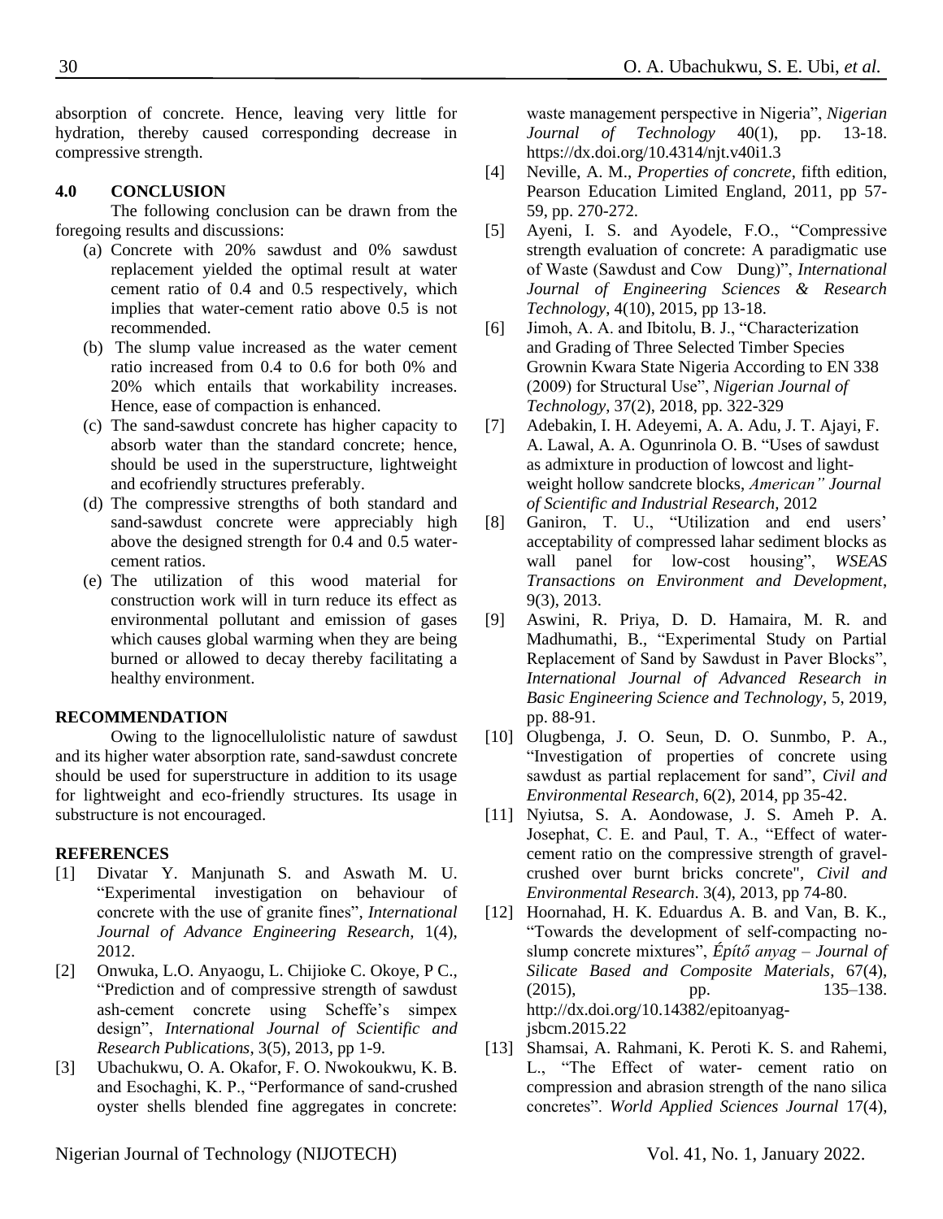absorption of concrete. Hence, leaving very little for hydration, thereby caused corresponding decrease in compressive strength.

## 4.0 CONCLUSION

The following conclusion can be drawn from the foregoing results and discussions:

(a) Concrete with 20% sawdust and 0% sawdust replacement yielded the optimal result at water cement ratio of 0.4 and 0.5 respectively, which implies that water-cement ratio above 0.5 is not recommended.

(b) The slump value increased as the water cement ratio increased from 0.4 to 0.6 for both 0% and 20% which entails that workability increases. Hence, ease of compaction is enhanced.

(c) The sand-sawdust concrete has higher capacity to absorb water than the standard concrete; hence, should be used in the superstructure, lightweight and ecofriendly structures preferably.

(d) The compressive strengths of both standard and sand-sawdust concrete were appreciably high above the designed strength for 0.4 and 0.5 water-cement ratios.

(e) The utilization of this wood material for construction work will in turn reduce its effect as environmental pollutant and emission of gases which causes global warming when they are being burned or allowed to decay thereby facilitating a healthy environment.

## RECOMMENDATION

Owing to the lignocellulolistic nature of sawdust and its higher water absorption rate, sand-sawdust concrete should be used for superstructure in addition to its usage for lightweight and eco-friendly structures. Its usage in substructure is not encouraged.

## REFERENCES

[1] Divatar Y. Manjunath S. and Aswath M. U. "Experimental investigation on behaviour of concrete with the use of granite fines", *International Journal of Advance Engineering Research,* 1(4), 2012.

[2] Onwuka, L.O. Anyaogu, L. Chijioke C. Okoye, P C., "Prediction and of compressive strength of sawdust ash-cement concrete using Scheffe's simpex design", *International Journal of Scientific and Research Publications*, 3(5), 2013, pp 1-9.

[3] Ubachukwu, O. A. Okafor, F. O. Nwokoukwu, K. B. and Esochaghi, K. P., "Performance of sand-crushed oyster shells blended fine aggregates in concrete: waste management perspective in Nigeria", *Nigerian Journal of Technology* 40(1), pp. 13-18. https://dx.doi.org/10.4314/njt.v40i1.3

[4] Neville, A. M., *Properties of concrete*, fifth edition, Pearson Education Limited England, 2011, pp 57-59, pp. 270-272.

[5] Ayeni, I. S. and Ayodele, F.O., "Compressive strength evaluation of concrete: A paradigmatic use of Waste (Sawdust and Cow Dung)", *International Journal of Engineering Sciences & Research Technology*, 4(10), 2015, pp 13-18.

[6] Jimoh, A. A. and Ibitolu, B. J., "Characterization and Grading of Three Selected Timber Species Grownin Kwara State Nigeria According to EN 338 (2009) for Structural Use", *Nigerian Journal of Technology*, 37(2), 2018, pp. 322-329

[7] Adebakin, I. H. Adeyemi, A. A. Adu, J. T. Ajayi, F. A. Lawal, A. A. Ogunrinola O. B. "Uses of sawdust as admixture in production of lowcost and light-weight hollow sandcrete blocks, *American" Journal of Scientific and Industrial Research,* 2012

[8] Ganiron, T. U., "Utilization and end users' acceptability of compressed lahar sediment blocks as wall panel for low-cost housing", *WSEAS Transactions on Environment and Development*, 9(3), 2013.

[9] Aswini, R. Priya, D. D. Hamaira, M. R. and Madhumathi, B., "Experimental Study on Partial Replacement of Sand by Sawdust in Paver Blocks", *International Journal of Advanced Research in Basic Engineering Science and Technology*, 5, 2019, pp. 88-91.

[10] Olugbenga, J. O. Seun, D. O. Sunmbo, P. A., "Investigation of properties of concrete using sawdust as partial replacement for sand", *Civil and Environmental Research*, 6(2), 2014, pp 35-42.

[11] Nyiutsa, S. A. Aondowase, J. S. Ameh P. A. Josephat, C. E. and Paul, T. A., "Effect of water-cement ratio on the compressive strength of gravel-crushed over burnt bricks concrete", *Civil and Environmental Research*. 3(4), 2013, pp 74-80.

[12] Hoornahad, H. K. Eduardus A. B. and Van, B. K., "Towards the development of self-compacting no-slump concrete mixtures", *Építő anyag – Journal of Silicate Based and Composite Materials*, 67(4), (2015), pp. 135–138. http://dx.doi.org/10.14382/epitoanyag-jsbcm.2015.22

[13] Shamsai, A. Rahmani, K. Peroti K. S. and Rahemi, L., "The Effect of water- cement ratio on compression and abrasion strength of the nano silica concretes". *World Applied Sciences Journal* 17(4),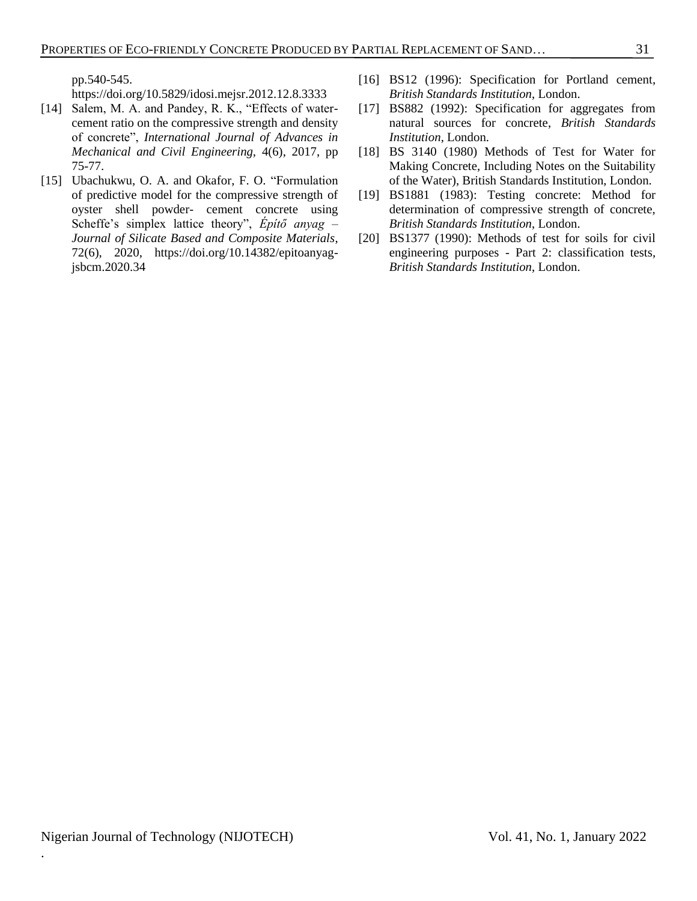pp.540-545.
https://doi.org/10.5829/idosi.mejsr.2012.12.8.3333

[14] Salem, M. A. and Pandey, R. K., "Effects of water-cement ratio on the compressive strength and density of concrete", *International Journal of Advances in Mechanical and Civil Engineering*, 4(6), 2017, pp 75-77.

[15] Ubachukwu, O. A. and Okafor, F. O. "Formulation of predictive model for the compressive strength of oyster shell powder- cement concrete using Scheffe's simplex lattice theory", *Építő anyag – Journal of Silicate Based and Composite Materials*, 72(6), 2020, https://doi.org/10.14382/epitoanyag-jsbcm.2020.34

[16] BS12 (1996): Specification for Portland cement, *British Standards Institution*, London.

[17] BS882 (1992): Specification for aggregates from natural sources for concrete, *British Standards Institution*, London.

[18] BS 3140 (1980) Methods of Test for Water for Making Concrete, Including Notes on the Suitability of the Water), British Standards Institution, London.

[19] BS1881 (1983): Testing concrete: Method for determination of compressive strength of concrete, *British Standards Institution*, London.

[20] BS1377 (1990): Methods of test for soils for civil engineering purposes - Part 2: classification tests, *British Standards Institution*, London.